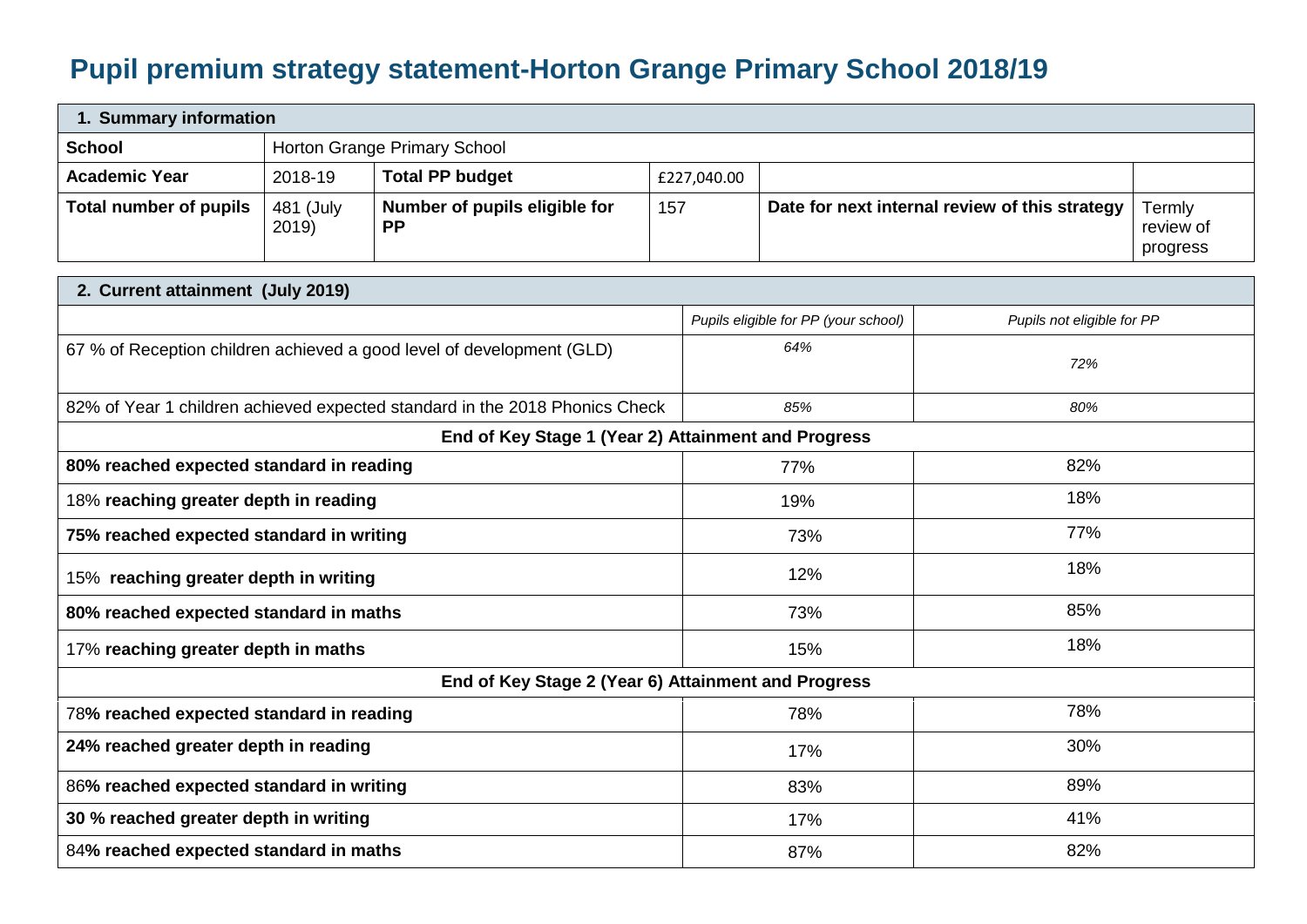# Pupil premium strategy statement-Horton Grange Primary School 2018/19

| 1. Summary information | | | | | |
|---|---|---|---|---|---|
| **School** | Horton Grange Primary School | | | | |
| **Academic Year** | 2018-19 | **Total PP budget** | £227,040.00 | | |
| **Total number of pupils** | 481 (July 2019) | **Number of pupils eligible for PP** | 157 | **Date for next internal review of this strategy** | Termly review of progress |

| 2. Current attainment (July 2019) | | |
|---|---|---|
| | *Pupils eligible for PP (your school)* | *Pupils not eligible for PP* |
| 67 % of Reception children achieved a good level of development (GLD) | *64%* | *72%* |
| 82% of Year 1 children achieved expected standard in the 2018 Phonics Check | *85%* | *80%* |
| **End of Key Stage 1 (Year 2) Attainment and Progress** | | |
| **80% reached expected standard in reading** | 77% | 82% |
| 18% **reaching greater depth in reading** | 19% | 18% |
| **75% reached expected standard in writing** | 73% | 77% |
| 15% **reaching greater depth in writing** | 12% | 18% |
| **80% reached expected standard in maths** | 73% | 85% |
| 17% **reaching greater depth in maths** | 15% | 18% |
| **End of Key Stage 2 (Year 6) Attainment and Progress** | | |
| 78**% reached expected standard in reading** | 78% | 78% |
| **24% reached greater depth in reading** | 17% | 30% |
| 86**% reached expected standard in writing** | 83% | 89% |
| **30 % reached greater depth in writing** | 17% | 41% |
| 84**% reached expected standard in maths** | 87% | 82% |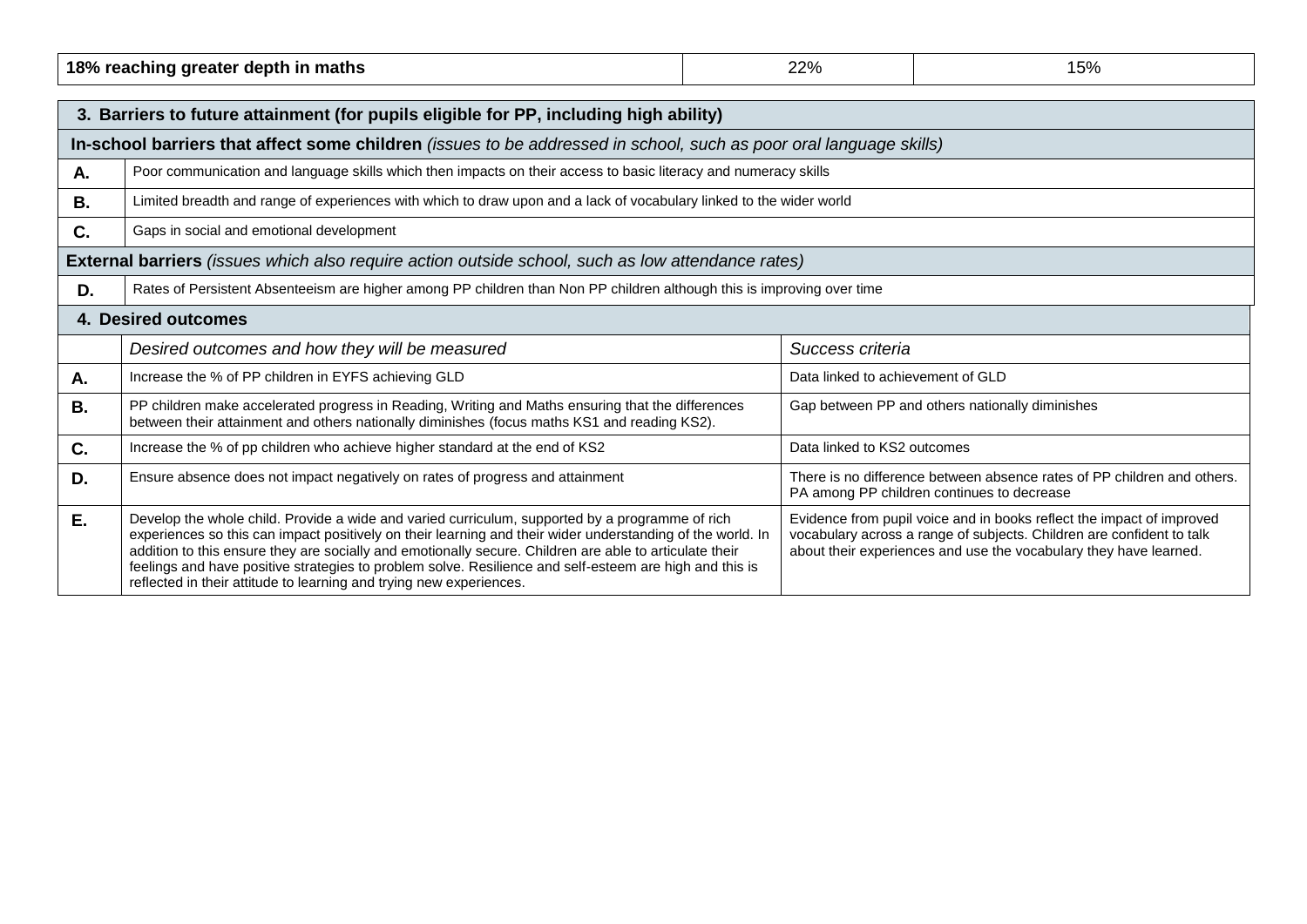| | | |
|---|---|---|
| **18% reaching greater depth in maths** | 22% | 15% |

| | |
|---|---|
| **3. Barriers to future attainment (for pupils eligible for PP, including high ability)** | |
| **In-school barriers that affect some children** *(issues to be addressed in school, such as poor oral language skills)* | |
| **A.** | Poor communication and language skills which then impacts on their access to basic literacy and numeracy skills |
| **B.** | Limited breadth and range of experiences with which to draw upon and a lack of vocabulary linked to the wider world |
| **C.** | Gaps in social and emotional development |
| **External barriers** *(issues which also require action outside school, such as low attendance rates)* | |
| **D.** | Rates of Persistent Absenteeism are higher among PP children than Non PP children although this is improving over time |

| | | |
|---|---|---|
| **4. Desired outcomes** | | |
| | *Desired outcomes and how they will be measured* | *Success criteria* |
| **A.** | Increase the % of PP children in EYFS achieving GLD | Data linked to achievement of GLD |
| **B.** | PP children make accelerated progress in Reading, Writing and Maths ensuring that the differences between their attainment and others nationally diminishes (focus maths KS1 and reading KS2). | Gap between PP and others nationally diminishes |
| **C.** | Increase the % of pp children who achieve higher standard at the end of KS2 | Data linked to KS2 outcomes |
| **D.** | Ensure absence does not impact negatively on rates of progress and attainment | There is no difference between absence rates of PP children and others. PA among PP children continues to decrease |
| **E.** | Develop the whole child. Provide a wide and varied curriculum, supported by a programme of rich experiences so this can impact positively on their learning and their wider understanding of the world. In addition to this ensure they are socially and emotionally secure. Children are able to articulate their feelings and have positive strategies to problem solve. Resilience and self-esteem are high and this is reflected in their attitude to learning and trying new experiences. | Evidence from pupil voice and in books reflect the impact of improved vocabulary across a range of subjects. Children are confident to talk about their experiences and use the vocabulary they have learned. |